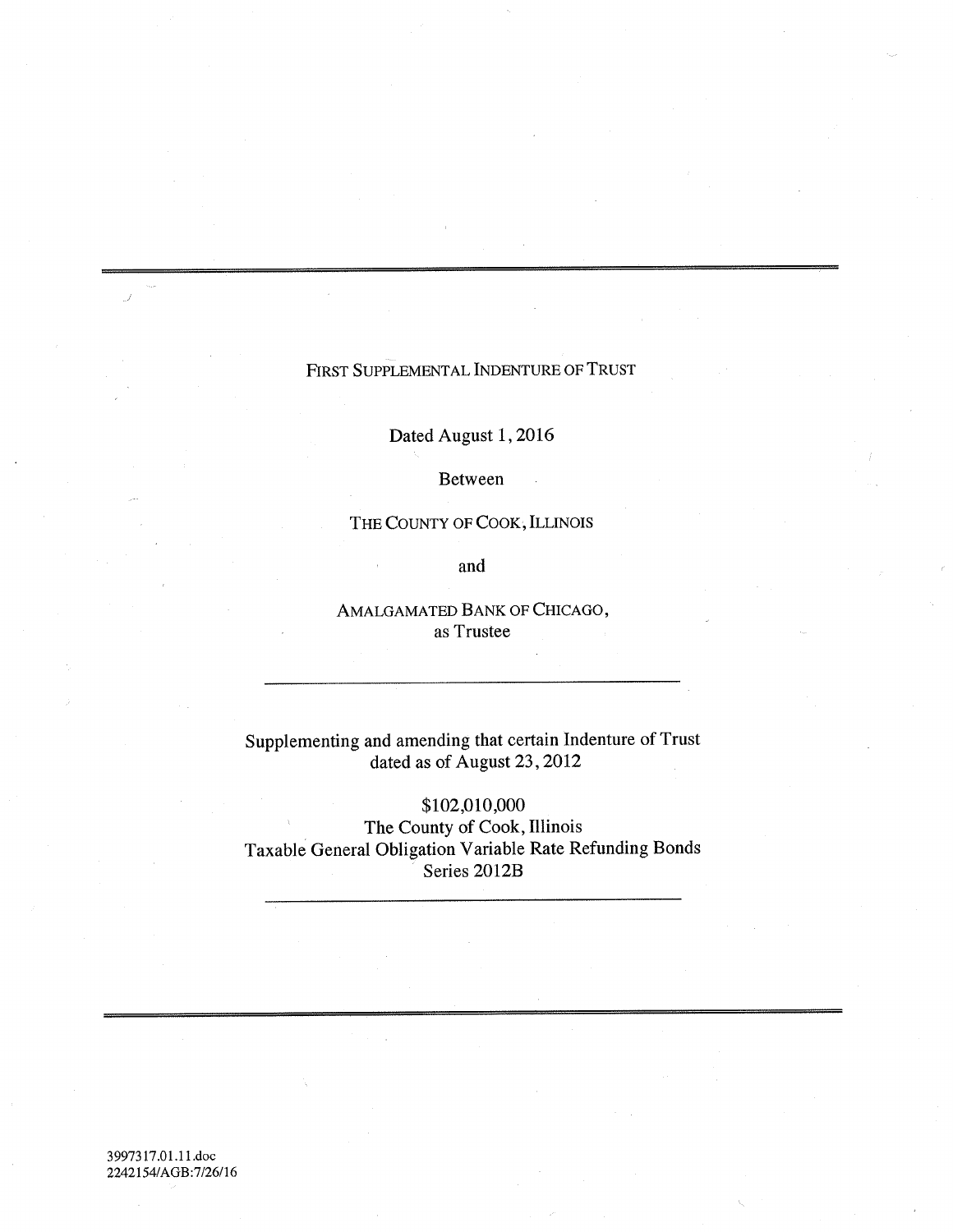# FIRST SUPPLEMENTAL INDENTURE OF TRUST

Dated August 1, 2016

Between

THE COUNTY OF COOK, ILLINOIS

and

AMALGAMATED BANK OF CHICAGO,
as Trustee

---

Supplementing and amending that certain Indenture of Trust
dated as of August 23, 2012

$102,010,000
The County of Cook, Illinois
Taxable General Obligation Variable Rate Refunding Bonds
Series 2012B

---

3997317.01.11.doc
2242154/AGB:7/26/16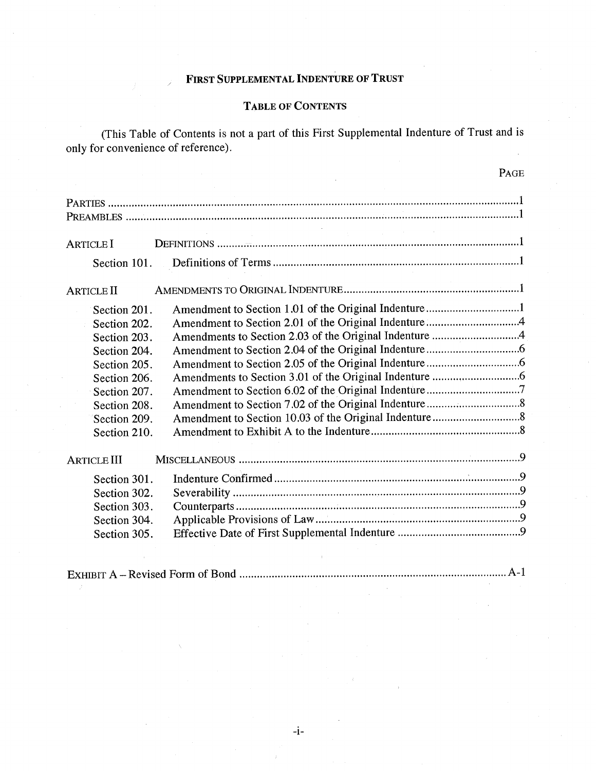# First Supplemental Indenture of Trust

## Table of Contents

(This Table of Contents is not a part of this First Supplemental Indenture of Trust and is only for convenience of reference).

| | | Page |
|---|---|---|
| Parties | | 1 |
| Preambles | | 1 |
| Article I | Definitions | 1 |
| Section 101. | Definitions of Terms | 1 |
| Article II | Amendments to Original Indenture | 1 |
| Section 201. | Amendment to Section 1.01 of the Original Indenture | 1 |
| Section 202. | Amendment to Section 2.01 of the Original Indenture | 4 |
| Section 203. | Amendments to Section 2.03 of the Original Indenture | 4 |
| Section 204. | Amendment to Section 2.04 of the Original Indenture | 6 |
| Section 205. | Amendment to Section 2.05 of the Original Indenture | 6 |
| Section 206. | Amendments to Section 3.01 of the Original Indenture | 6 |
| Section 207. | Amendment to Section 6.02 of the Original Indenture | 7 |
| Section 208. | Amendment to Section 7.02 of the Original Indenture | 8 |
| Section 209. | Amendment to Section 10.03 of the Original Indenture | 8 |
| Section 210. | Amendment to Exhibit A to the Indenture | 8 |
| Article III | Miscellaneous | 9 |
| Section 301. | Indenture Confirmed | 9 |
| Section 302. | Severability | 9 |
| Section 303. | Counterparts | 9 |
| Section 304. | Applicable Provisions of Law | 9 |
| Section 305. | Effective Date of First Supplemental Indenture | 9 |
| Exhibit A – Revised Form of Bond | | A-1 |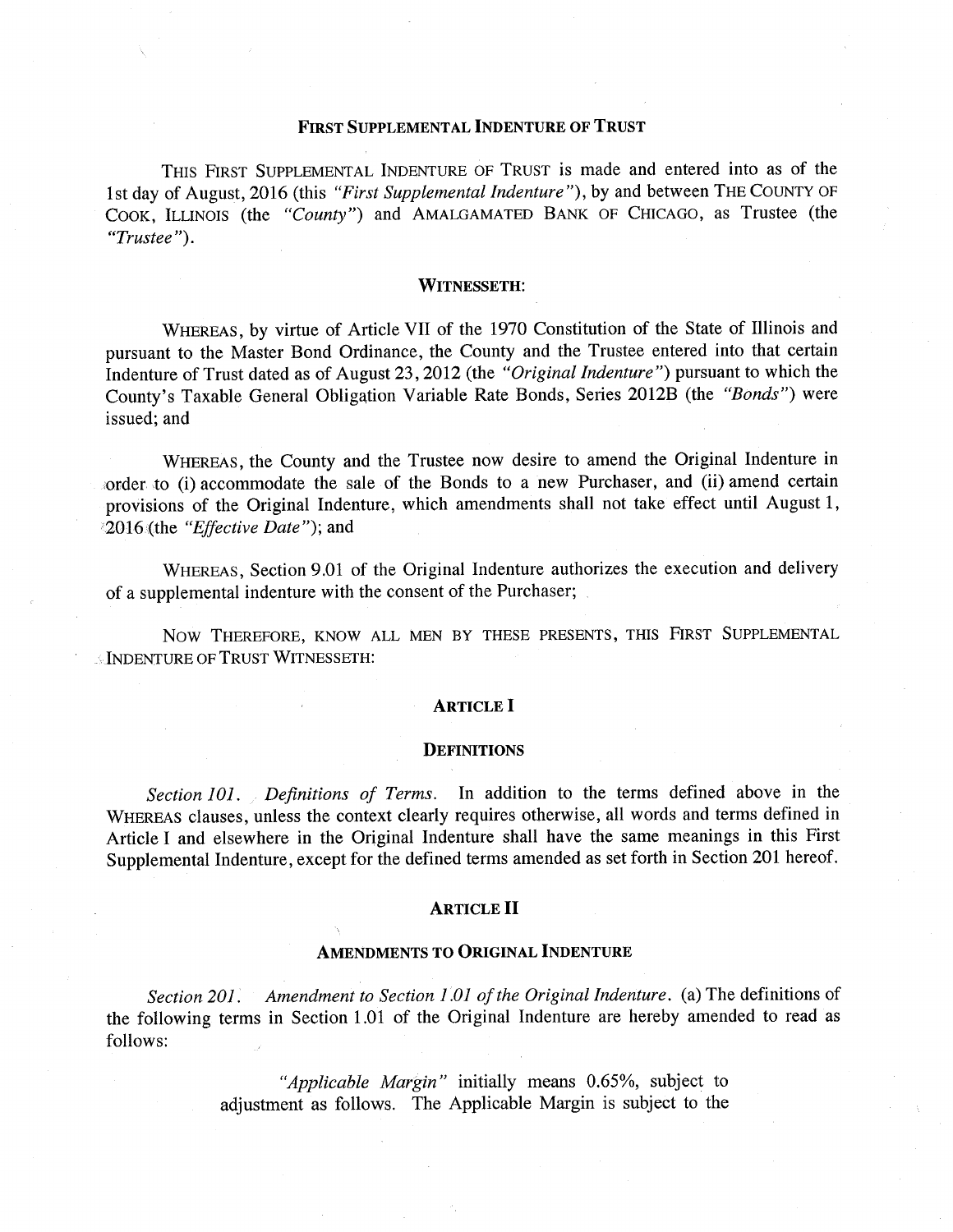## FIRST SUPPLEMENTAL INDENTURE OF TRUST

THIS FIRST SUPPLEMENTAL INDENTURE OF TRUST is made and entered into as of the 1st day of August, 2016 (this *"First Supplemental Indenture"*), by and between THE COUNTY OF COOK, ILLINOIS (the *"County"*) and AMALGAMATED BANK OF CHICAGO, as Trustee (the *"Trustee"*).

### WITNESSETH:

WHEREAS, by virtue of Article VII of the 1970 Constitution of the State of Illinois and pursuant to the Master Bond Ordinance, the County and the Trustee entered into that certain Indenture of Trust dated as of August 23, 2012 (the *"Original Indenture"*) pursuant to which the County's Taxable General Obligation Variable Rate Bonds, Series 2012B (the *"Bonds"*) were issued; and

WHEREAS, the County and the Trustee now desire to amend the Original Indenture in order to (i) accommodate the sale of the Bonds to a new Purchaser, and (ii) amend certain provisions of the Original Indenture, which amendments shall not take effect until August 1, 2016 (the *"Effective Date"*); and

WHEREAS, Section 9.01 of the Original Indenture authorizes the execution and delivery of a supplemental indenture with the consent of the Purchaser;

NOW THEREFORE, KNOW ALL MEN BY THESE PRESENTS, THIS FIRST SUPPLEMENTAL INDENTURE OF TRUST WITNESSETH:

### ARTICLE I

### DEFINITIONS

*Section 101. Definitions of Terms.* In addition to the terms defined above in the WHEREAS clauses, unless the context clearly requires otherwise, all words and terms defined in Article I and elsewhere in the Original Indenture shall have the same meanings in this First Supplemental Indenture, except for the defined terms amended as set forth in Section 201 hereof.

### ARTICLE II

### AMENDMENTS TO ORIGINAL INDENTURE

*Section 201. Amendment to Section 1.01 of the Original Indenture.* (a) The definitions of the following terms in Section 1.01 of the Original Indenture are hereby amended to read as follows:

> *"Applicable Margin"* initially means 0.65%, subject to adjustment as follows. The Applicable Margin is subject to the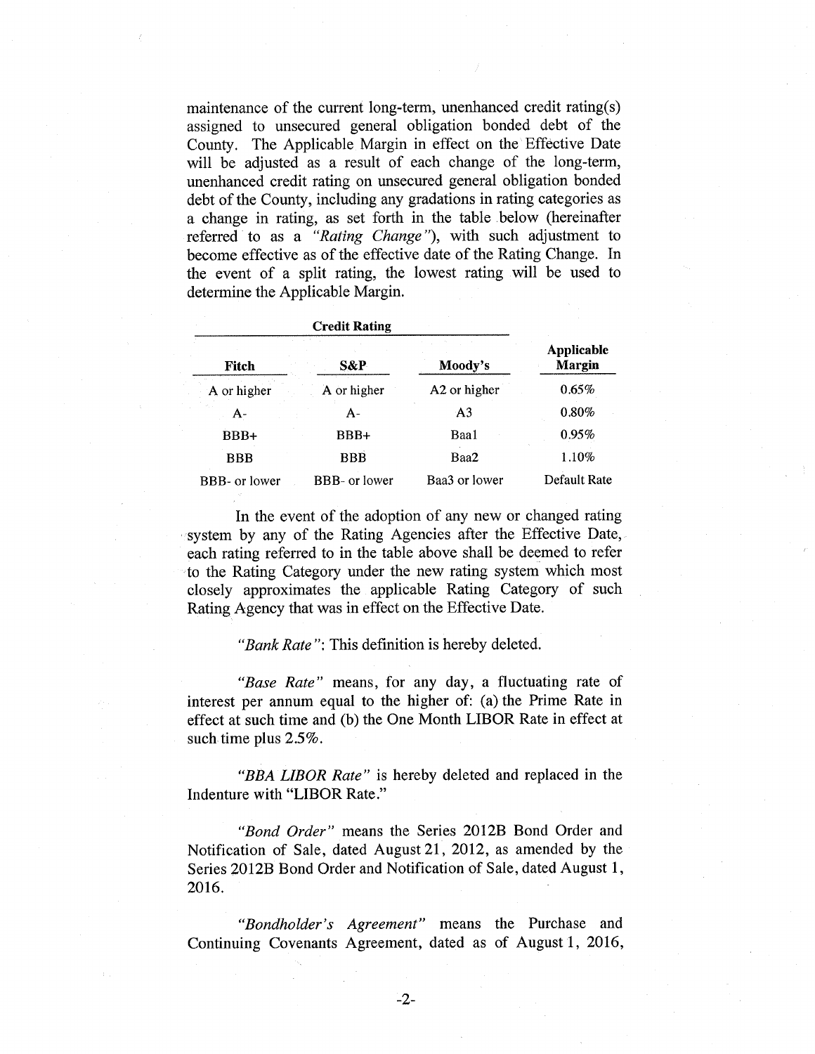maintenance of the current long-term, unenhanced credit rating(s) assigned to unsecured general obligation bonded debt of the County. The Applicable Margin in effect on the Effective Date will be adjusted as a result of each change of the long-term, unenhanced credit rating on unsecured general obligation bonded debt of the County, including any gradations in rating categories as a change in rating, as set forth in the table below (hereinafter referred to as a *"Rating Change"*), with such adjustment to become effective as of the effective date of the Rating Change. In the event of a split rating, the lowest rating will be used to determine the Applicable Margin.

| Credit Rating | | | |
|---|---|---|---|
| **Fitch** | **S&P** | **Moody's** | **Applicable Margin** |
| A or higher | A or higher | A2 or higher | 0.65% |
| A- | A- | A3 | 0.80% |
| BBB+ | BBB+ | Baa1 | 0.95% |
| BBB | BBB | Baa2 | 1.10% |
| BBB- or lower | BBB- or lower | Baa3 or lower | Default Rate |

In the event of the adoption of any new or changed rating system by any of the Rating Agencies after the Effective Date, each rating referred to in the table above shall be deemed to refer to the Rating Category under the new rating system which most closely approximates the applicable Rating Category of such Rating Agency that was in effect on the Effective Date.

*"Bank Rate"*: This definition is hereby deleted.

*"Base Rate"* means, for any day, a fluctuating rate of interest per annum equal to the higher of: (a) the Prime Rate in effect at such time and (b) the One Month LIBOR Rate in effect at such time plus 2.5%.

*"BBA LIBOR Rate"* is hereby deleted and replaced in the Indenture with "LIBOR Rate."

*"Bond Order"* means the Series 2012B Bond Order and Notification of Sale, dated August 21, 2012, as amended by the Series 2012B Bond Order and Notification of Sale, dated August 1, 2016.

*"Bondholder's Agreement"* means the Purchase and Continuing Covenants Agreement, dated as of August 1, 2016,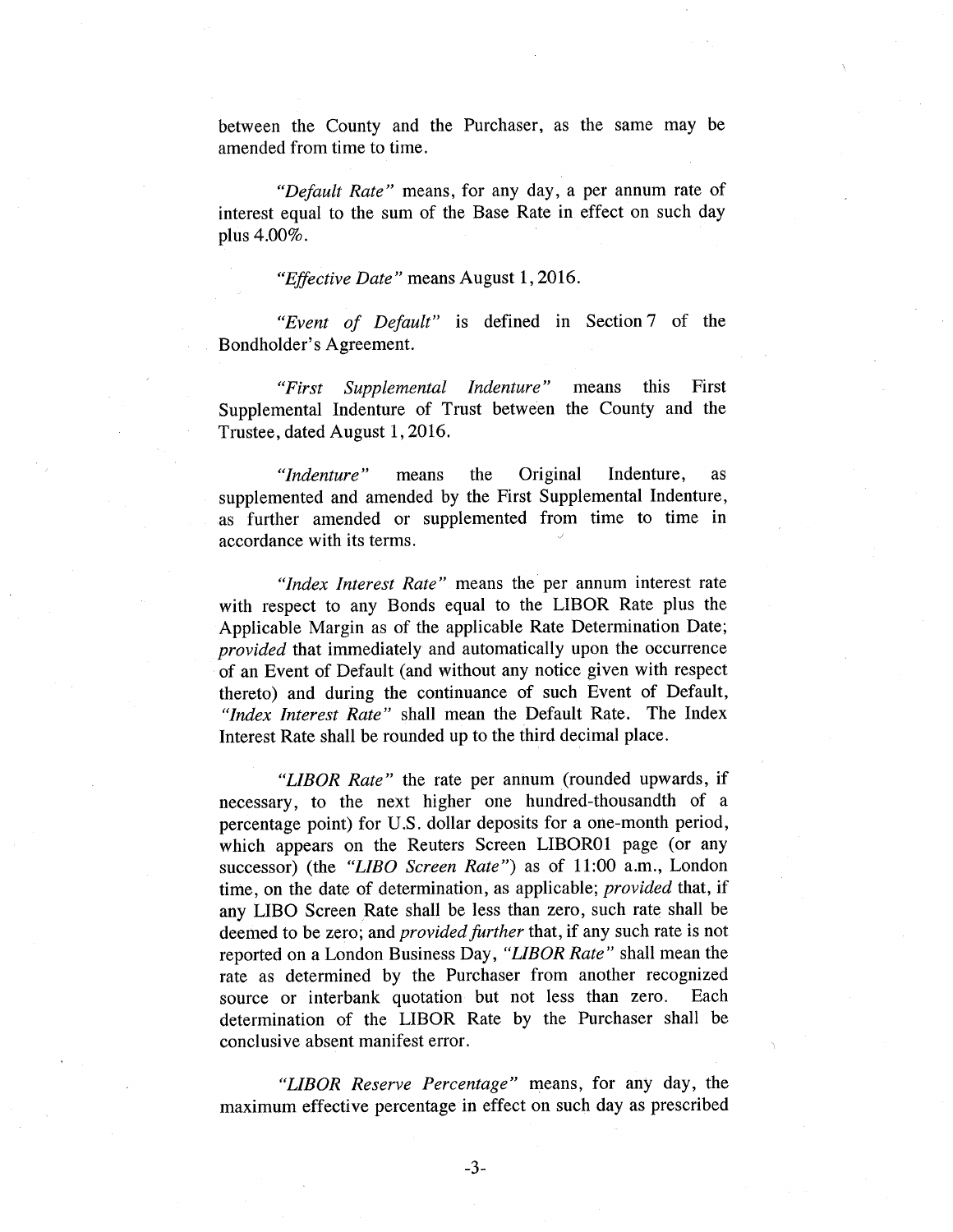between the County and the Purchaser, as the same may be amended from time to time.

*"Default Rate"* means, for any day, a per annum rate of interest equal to the sum of the Base Rate in effect on such day plus 4.00%.

*"Effective Date"* means August 1, 2016.

*"Event of Default"* is defined in Section 7 of the Bondholder's Agreement.

*"First Supplemental Indenture"* means this First Supplemental Indenture of Trust between the County and the Trustee, dated August 1, 2016.

*"Indenture"* means the Original Indenture, as supplemented and amended by the First Supplemental Indenture, as further amended or supplemented from time to time in accordance with its terms.

*"Index Interest Rate"* means the per annum interest rate with respect to any Bonds equal to the LIBOR Rate plus the Applicable Margin as of the applicable Rate Determination Date; *provided* that immediately and automatically upon the occurrence of an Event of Default (and without any notice given with respect thereto) and during the continuance of such Event of Default, *"Index Interest Rate"* shall mean the Default Rate. The Index Interest Rate shall be rounded up to the third decimal place.

*"LIBOR Rate"* the rate per annum (rounded upwards, if necessary, to the next higher one hundred-thousandth of a percentage point) for U.S. dollar deposits for a one-month period, which appears on the Reuters Screen LIBOR01 page (or any successor) (the *"LIBO Screen Rate"*) as of 11:00 a.m., London time, on the date of determination, as applicable; *provided* that, if any LIBO Screen Rate shall be less than zero, such rate shall be deemed to be zero; and *provided further* that, if any such rate is not reported on a London Business Day, *"LIBOR Rate"* shall mean the rate as determined by the Purchaser from another recognized source or interbank quotation but not less than zero. Each determination of the LIBOR Rate by the Purchaser shall be conclusive absent manifest error.

*"LIBOR Reserve Percentage"* means, for any day, the maximum effective percentage in effect on such day as prescribed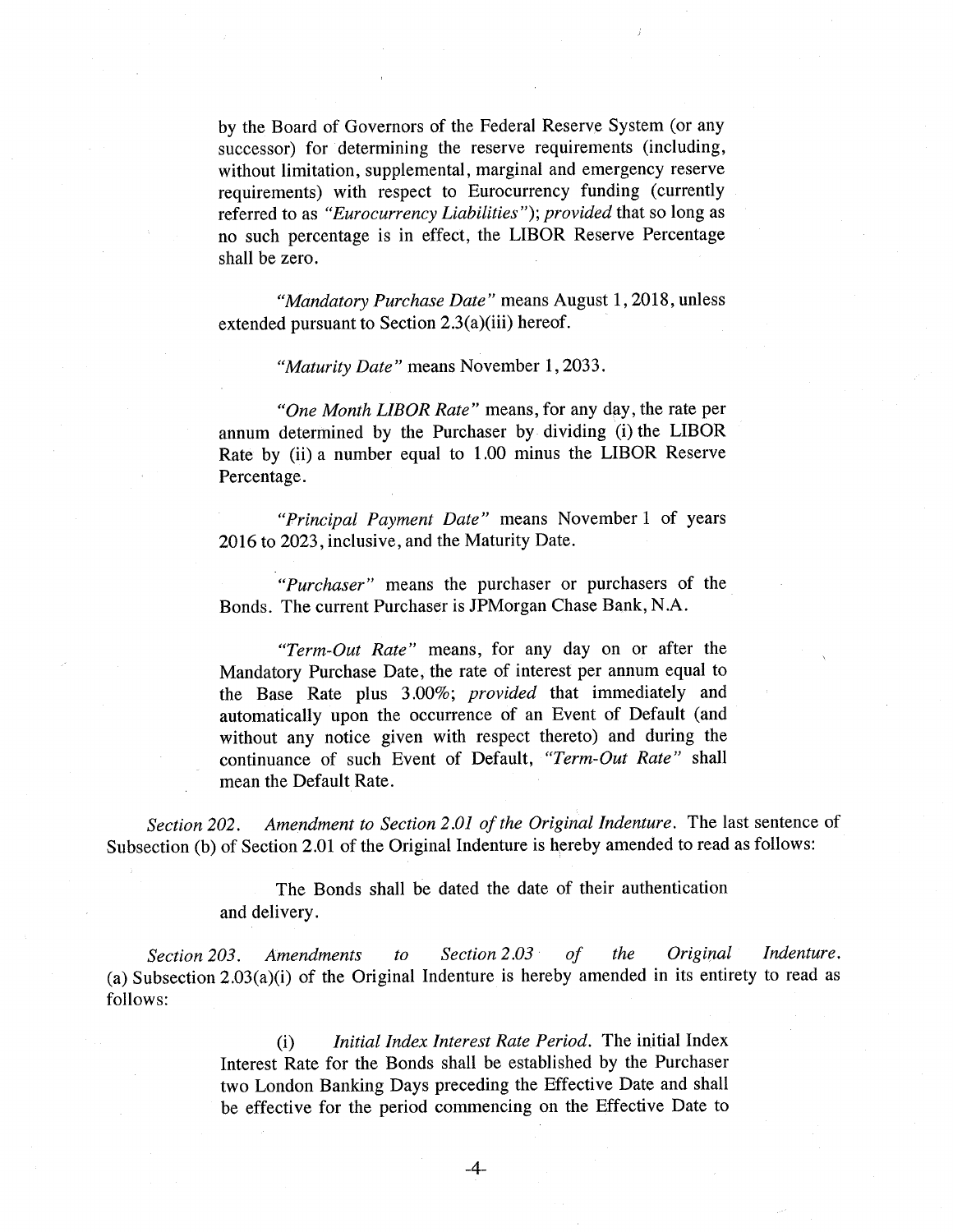by the Board of Governors of the Federal Reserve System (or any successor) for determining the reserve requirements (including, without limitation, supplemental, marginal and emergency reserve requirements) with respect to Eurocurrency funding (currently referred to as *"Eurocurrency Liabilities"*); *provided* that so long as no such percentage is in effect, the LIBOR Reserve Percentage shall be zero.

*"Mandatory Purchase Date"* means August 1, 2018, unless extended pursuant to Section 2.3(a)(iii) hereof.

*"Maturity Date"* means November 1, 2033.

*"One Month LIBOR Rate"* means, for any day, the rate per annum determined by the Purchaser by dividing (i) the LIBOR Rate by (ii) a number equal to 1.00 minus the LIBOR Reserve Percentage.

*"Principal Payment Date"* means November 1 of years 2016 to 2023, inclusive, and the Maturity Date.

*"Purchaser"* means the purchaser or purchasers of the Bonds. The current Purchaser is JPMorgan Chase Bank, N.A.

*"Term-Out Rate"* means, for any day on or after the Mandatory Purchase Date, the rate of interest per annum equal to the Base Rate plus 3.00%; *provided* that immediately and automatically upon the occurrence of an Event of Default (and without any notice given with respect thereto) and during the continuance of such Event of Default, *"Term-Out Rate"* shall mean the Default Rate.

*Section 202. Amendment to Section 2.01 of the Original Indenture.* The last sentence of Subsection (b) of Section 2.01 of the Original Indenture is hereby amended to read as follows:

The Bonds shall be dated the date of their authentication and delivery.

*Section 203. Amendments to Section 2.03 of the Original Indenture.* (a) Subsection 2.03(a)(i) of the Original Indenture is hereby amended in its entirety to read as follows:

(i) *Initial Index Interest Rate Period.* The initial Index Interest Rate for the Bonds shall be established by the Purchaser two London Banking Days preceding the Effective Date and shall be effective for the period commencing on the Effective Date to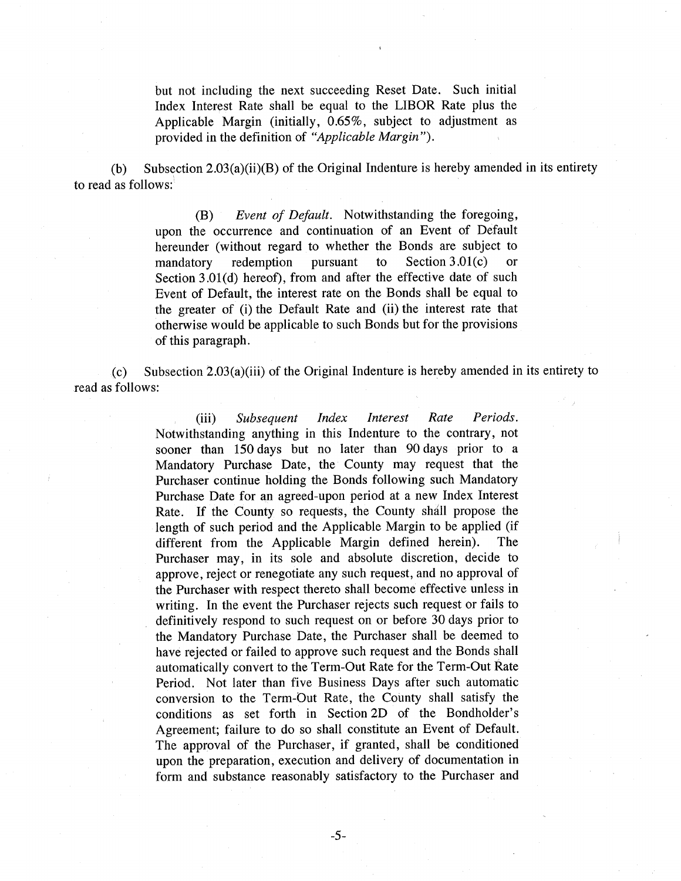but not including the next succeeding Reset Date. Such initial Index Interest Rate shall be equal to the LIBOR Rate plus the Applicable Margin (initially, 0.65%, subject to adjustment as provided in the definition of *"Applicable Margin"*).

(b) Subsection 2.03(a)(ii)(B) of the Original Indenture is hereby amended in its entirety to read as follows:

> (B) *Event of Default.* Notwithstanding the foregoing, upon the occurrence and continuation of an Event of Default hereunder (without regard to whether the Bonds are subject to mandatory redemption pursuant to Section 3.01(c) or Section 3.01(d) hereof), from and after the effective date of such Event of Default, the interest rate on the Bonds shall be equal to the greater of (i) the Default Rate and (ii) the interest rate that otherwise would be applicable to such Bonds but for the provisions of this paragraph.

(c) Subsection 2.03(a)(iii) of the Original Indenture is hereby amended in its entirety to read as follows:

> (iii) *Subsequent Index Interest Rate Periods.* Notwithstanding anything in this Indenture to the contrary, not sooner than 150 days but no later than 90 days prior to a Mandatory Purchase Date, the County may request that the Purchaser continue holding the Bonds following such Mandatory Purchase Date for an agreed-upon period at a new Index Interest Rate. If the County so requests, the County shall propose the length of such period and the Applicable Margin to be applied (if different from the Applicable Margin defined herein). The Purchaser may, in its sole and absolute discretion, decide to approve, reject or renegotiate any such request, and no approval of the Purchaser with respect thereto shall become effective unless in writing. In the event the Purchaser rejects such request or fails to definitively respond to such request on or before 30 days prior to the Mandatory Purchase Date, the Purchaser shall be deemed to have rejected or failed to approve such request and the Bonds shall automatically convert to the Term-Out Rate for the Term-Out Rate Period. Not later than five Business Days after such automatic conversion to the Term-Out Rate, the County shall satisfy the conditions as set forth in Section 2D of the Bondholder's Agreement; failure to do so shall constitute an Event of Default. The approval of the Purchaser, if granted, shall be conditioned upon the preparation, execution and delivery of documentation in form and substance reasonably satisfactory to the Purchaser and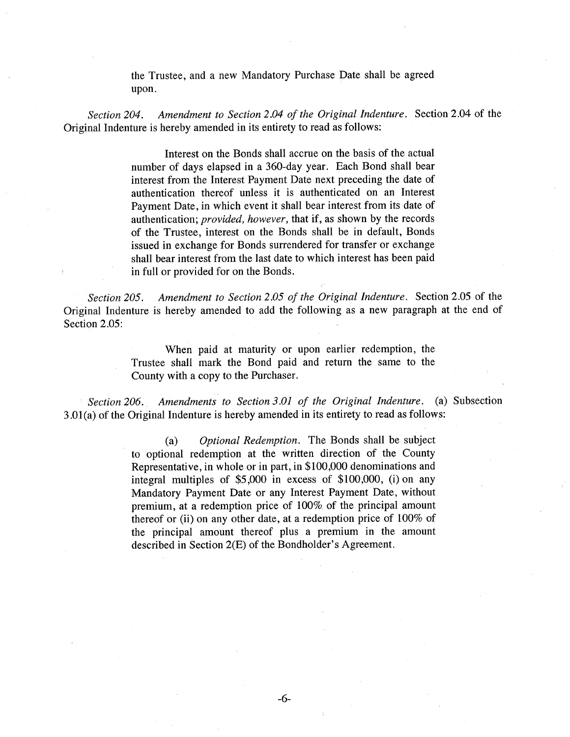the Trustee, and a new Mandatory Purchase Date shall be agreed upon.

*Section 204. Amendment to Section 2.04 of the Original Indenture.* Section 2.04 of the Original Indenture is hereby amended in its entirety to read as follows:

> Interest on the Bonds shall accrue on the basis of the actual number of days elapsed in a 360-day year. Each Bond shall bear interest from the Interest Payment Date next preceding the date of authentication thereof unless it is authenticated on an Interest Payment Date, in which event it shall bear interest from its date of authentication; *provided, however,* that if, as shown by the records of the Trustee, interest on the Bonds shall be in default, Bonds issued in exchange for Bonds surrendered for transfer or exchange shall bear interest from the last date to which interest has been paid in full or provided for on the Bonds.

*Section 205. Amendment to Section 2.05 of the Original Indenture.* Section 2.05 of the Original Indenture is hereby amended to add the following as a new paragraph at the end of Section 2.05:

> When paid at maturity or upon earlier redemption, the Trustee shall mark the Bond paid and return the same to the County with a copy to the Purchaser.

*Section 206. Amendments to Section 3.01 of the Original Indenture.* (a) Subsection 3.01(a) of the Original Indenture is hereby amended in its entirety to read as follows:

> (a) *Optional Redemption.* The Bonds shall be subject to optional redemption at the written direction of the County Representative, in whole or in part, in $100,000 denominations and integral multiples of $5,000 in excess of $100,000, (i) on any Mandatory Payment Date or any Interest Payment Date, without premium, at a redemption price of 100% of the principal amount thereof or (ii) on any other date, at a redemption price of 100% of the principal amount thereof plus a premium in the amount described in Section 2(E) of the Bondholder's Agreement.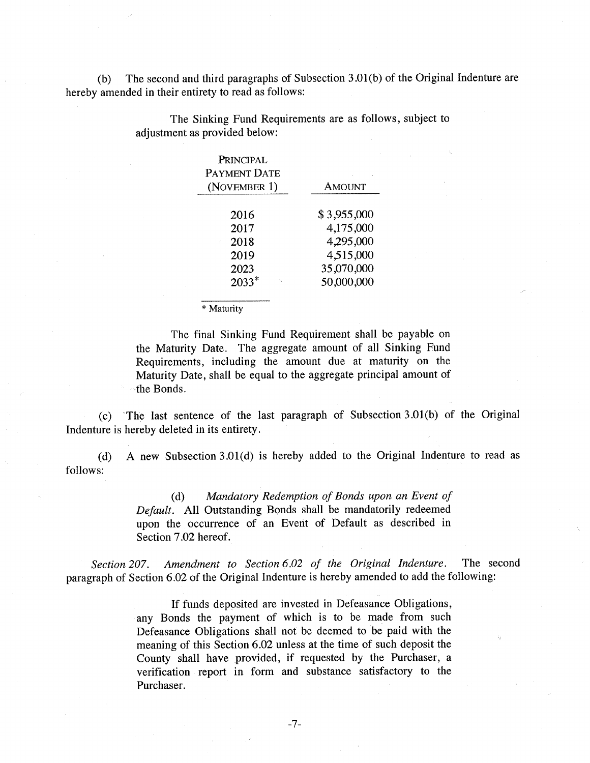(b) The second and third paragraphs of Subsection 3.01(b) of the Original Indenture are hereby amended in their entirety to read as follows:

> The Sinking Fund Requirements are as follows, subject to adjustment as provided below:
>
> | Principal Payment Date (November 1) | Amount |
> |---|---|
> | 2016 | $ 3,955,000 |
> | 2017 | 4,175,000 |
> | 2018 | 4,295,000 |
> | 2019 | 4,515,000 |
> | 2023 | 35,070,000 |
> | 2033* | 50,000,000 |
>
> * Maturity
>
> The final Sinking Fund Requirement shall be payable on the Maturity Date. The aggregate amount of all Sinking Fund Requirements, including the amount due at maturity on the Maturity Date, shall be equal to the aggregate principal amount of the Bonds.

(c) The last sentence of the last paragraph of Subsection 3.01(b) of the Original Indenture is hereby deleted in its entirety.

(d) A new Subsection 3.01(d) is hereby added to the Original Indenture to read as follows:

> (d) *Mandatory Redemption of Bonds upon an Event of Default.* All Outstanding Bonds shall be mandatorily redeemed upon the occurrence of an Event of Default as described in Section 7.02 hereof.

*Section 207. Amendment to Section 6.02 of the Original Indenture.* The second paragraph of Section 6.02 of the Original Indenture is hereby amended to add the following:

> If funds deposited are invested in Defeasance Obligations, any Bonds the payment of which is to be made from such Defeasance Obligations shall not be deemed to be paid with the meaning of this Section 6.02 unless at the time of such deposit the County shall have provided, if requested by the Purchaser, a verification report in form and substance satisfactory to the Purchaser.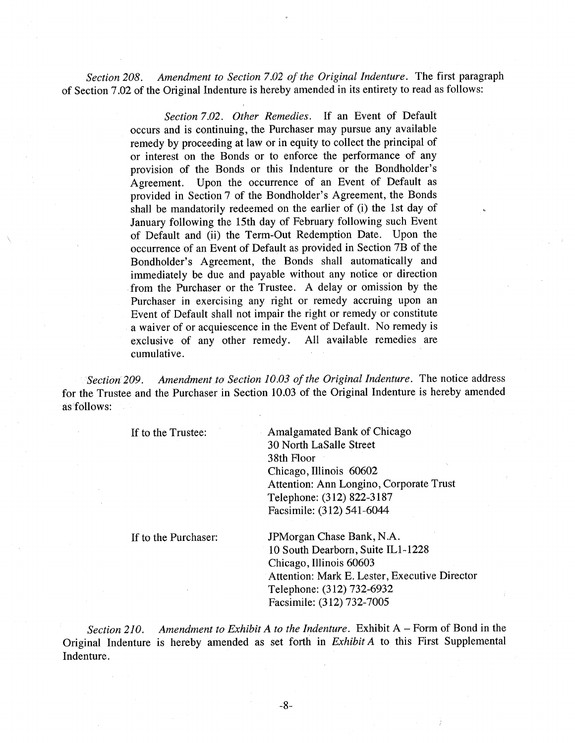*Section 208. Amendment to Section 7.02 of the Original Indenture.* The first paragraph of Section 7.02 of the Original Indenture is hereby amended in its entirety to read as follows:

> *Section 7.02. Other Remedies.* If an Event of Default occurs and is continuing, the Purchaser may pursue any available remedy by proceeding at law or in equity to collect the principal of or interest on the Bonds or to enforce the performance of any provision of the Bonds or this Indenture or the Bondholder's Agreement. Upon the occurrence of an Event of Default as provided in Section 7 of the Bondholder's Agreement, the Bonds shall be mandatorily redeemed on the earlier of (i) the 1st day of January following the 15th day of February following such Event of Default and (ii) the Term-Out Redemption Date. Upon the occurrence of an Event of Default as provided in Section 7B of the Bondholder's Agreement, the Bonds shall automatically and immediately be due and payable without any notice or direction from the Purchaser or the Trustee. A delay or omission by the Purchaser in exercising any right or remedy accruing upon an Event of Default shall not impair the right or remedy or constitute a waiver of or acquiescence in the Event of Default. No remedy is exclusive of any other remedy. All available remedies are cumulative.

*Section 209. Amendment to Section 10.03 of the Original Indenture.* The notice address for the Trustee and the Purchaser in Section 10.03 of the Original Indenture is hereby amended as follows:

If to the Trustee:

Amalgamated Bank of Chicago
30 North LaSalle Street
38th Floor
Chicago, Illinois 60602
Attention: Ann Longino, Corporate Trust
Telephone: (312) 822-3187
Facsimile: (312) 541-6044

If to the Purchaser:

JPMorgan Chase Bank, N.A.
10 South Dearborn, Suite IL1-1228
Chicago, Illinois 60603
Attention: Mark E. Lester, Executive Director
Telephone: (312) 732-6932
Facsimile: (312) 732-7005

*Section 210. Amendment to Exhibit A to the Indenture.* Exhibit A – Form of Bond in the Original Indenture is hereby amended as set forth in *Exhibit A* to this First Supplemental Indenture.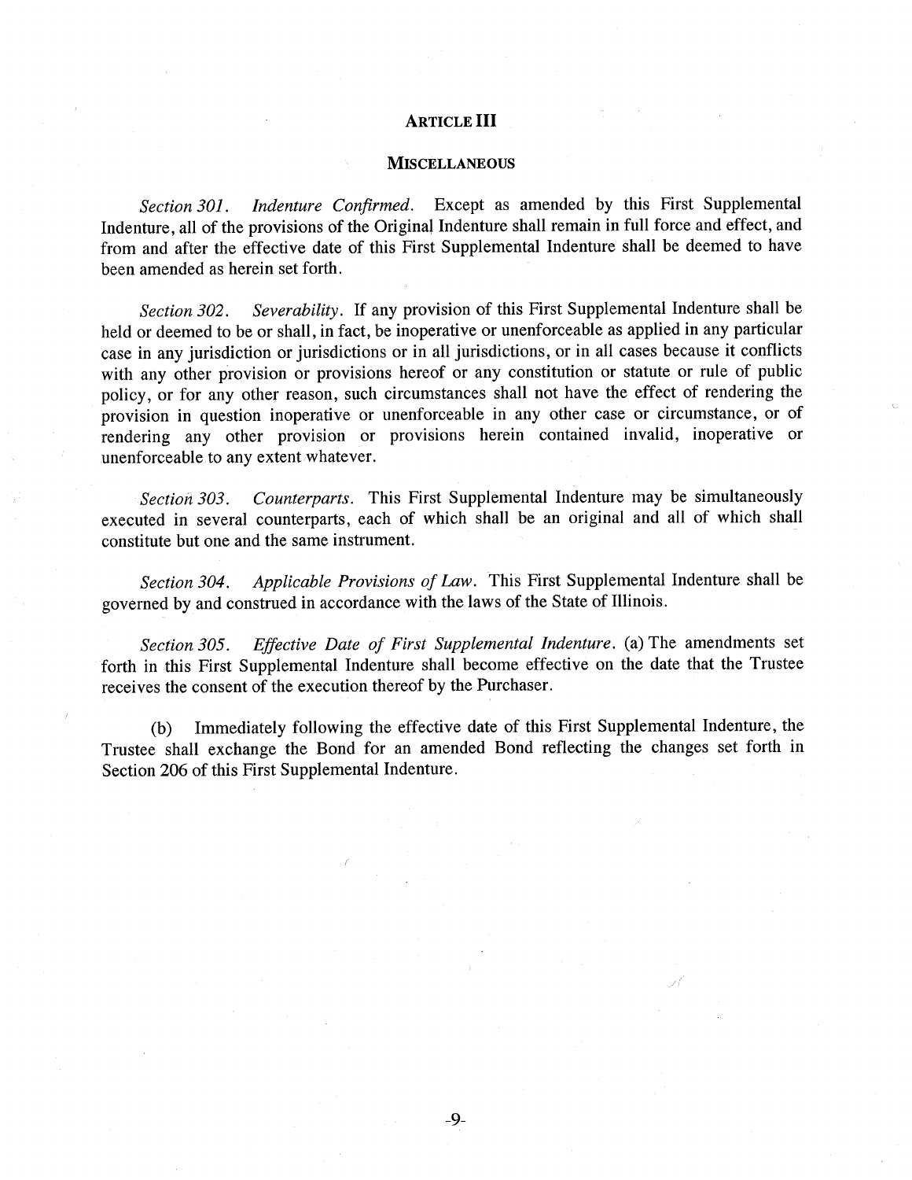## ARTICLE III

## MISCELLANEOUS

*Section 301. Indenture Confirmed.* Except as amended by this First Supplemental Indenture, all of the provisions of the Original Indenture shall remain in full force and effect, and from and after the effective date of this First Supplemental Indenture shall be deemed to have been amended as herein set forth.

*Section 302. Severability.* If any provision of this First Supplemental Indenture shall be held or deemed to be or shall, in fact, be inoperative or unenforceable as applied in any particular case in any jurisdiction or jurisdictions or in all jurisdictions, or in all cases because it conflicts with any other provision or provisions hereof or any constitution or statute or rule of public policy, or for any other reason, such circumstances shall not have the effect of rendering the provision in question inoperative or unenforceable in any other case or circumstance, or of rendering any other provision or provisions herein contained invalid, inoperative or unenforceable to any extent whatever.

*Section 303. Counterparts.* This First Supplemental Indenture may be simultaneously executed in several counterparts, each of which shall be an original and all of which shall constitute but one and the same instrument.

*Section 304. Applicable Provisions of Law.* This First Supplemental Indenture shall be governed by and construed in accordance with the laws of the State of Illinois.

*Section 305. Effective Date of First Supplemental Indenture.* (a) The amendments set forth in this First Supplemental Indenture shall become effective on the date that the Trustee receives the consent of the execution thereof by the Purchaser.

(b) Immediately following the effective date of this First Supplemental Indenture, the Trustee shall exchange the Bond for an amended Bond reflecting the changes set forth in Section 206 of this First Supplemental Indenture.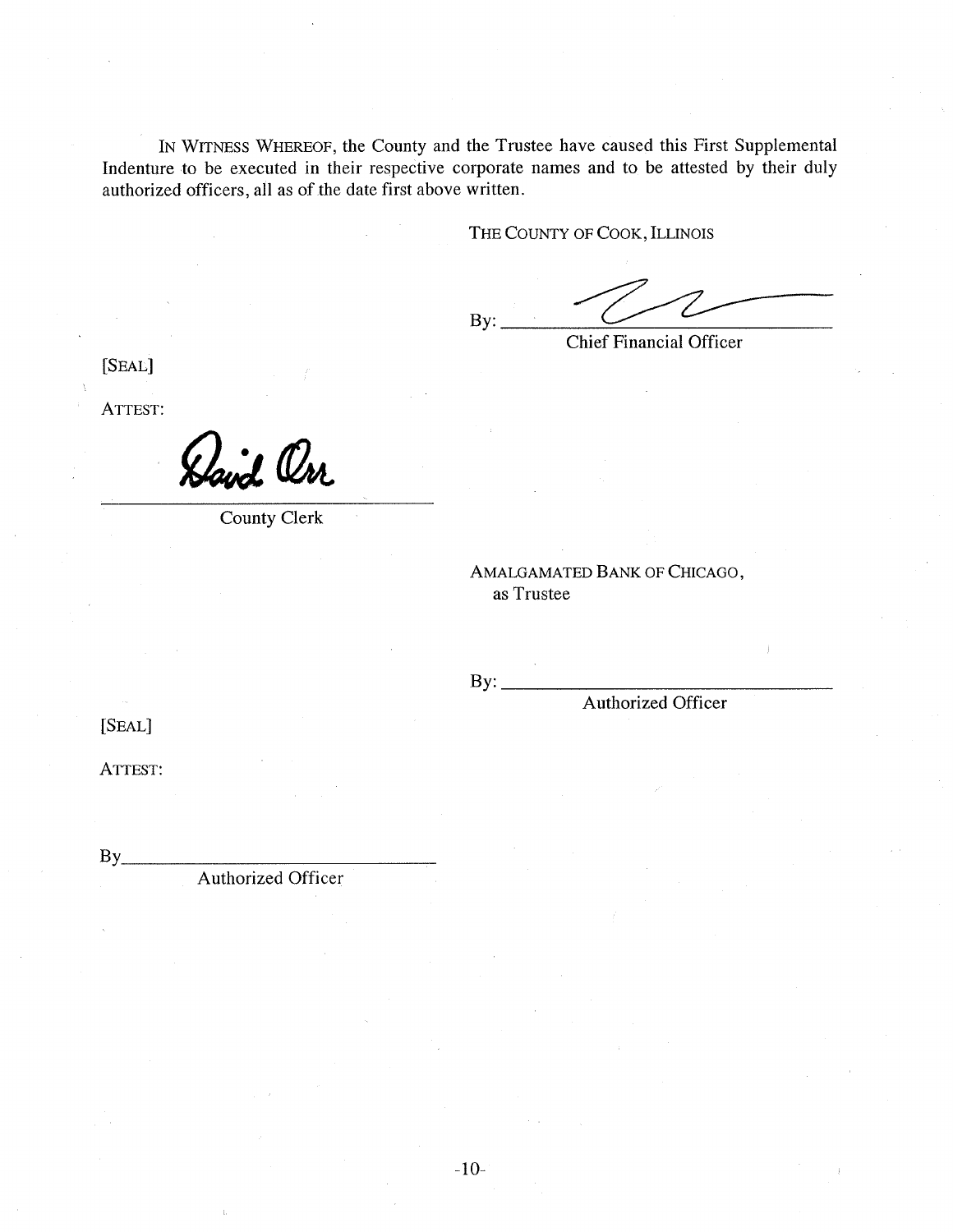IN WITNESS WHEREOF, the County and the Trustee have caused this First Supplemental Indenture to be executed in their respective corporate names and to be attested by their duly authorized officers, all as of the date first above written.

THE COUNTY OF COOK, ILLINOIS

By: ______________________________
Chief Financial Officer

[SEAL]

ATTEST:

______________________________
County Clerk

AMALGAMATED BANK OF CHICAGO,
as Trustee

By: ______________________________
Authorized Officer

[SEAL]

ATTEST:

By______________________________
Authorized Officer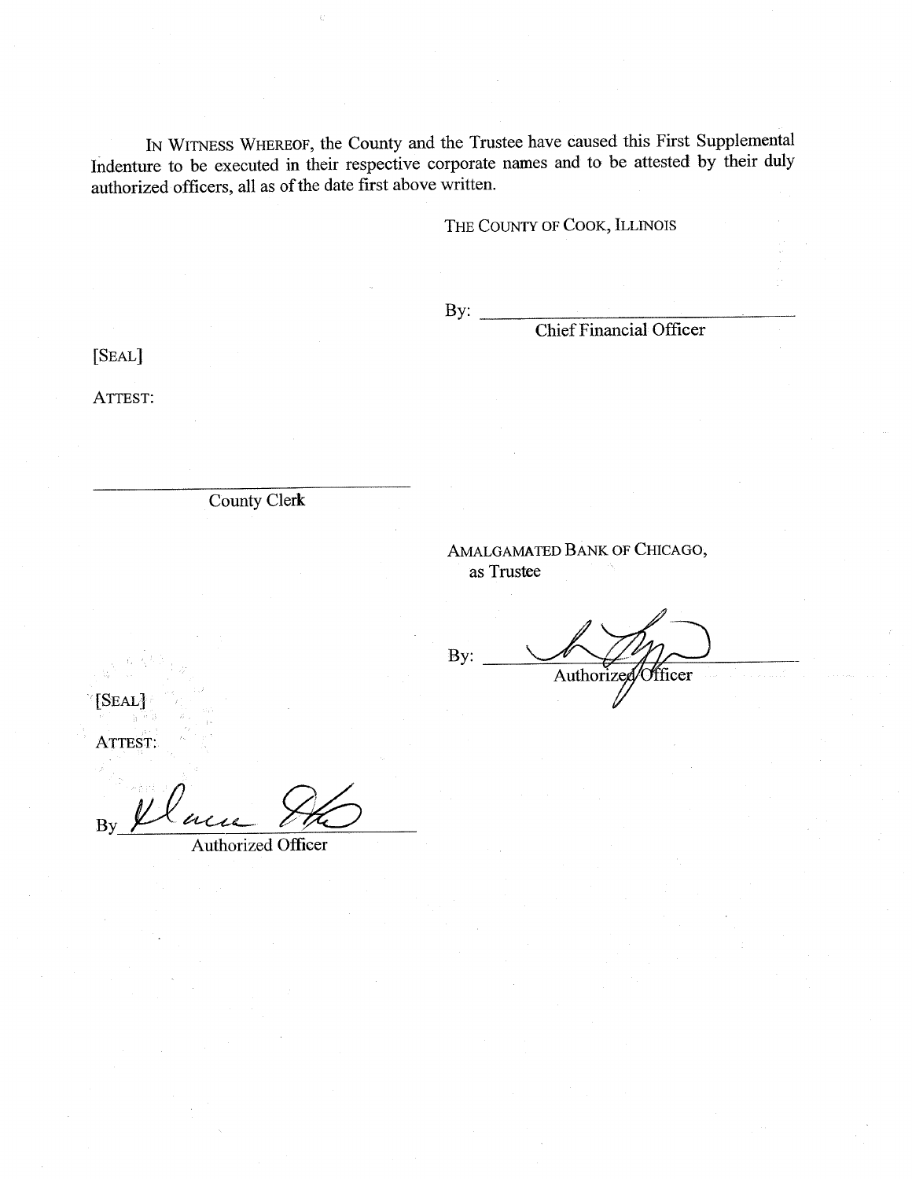IN WITNESS WHEREOF, the County and the Trustee have caused this First Supplemental Indenture to be executed in their respective corporate names and to be attested by their duly authorized officers, all as of the date first above written.

THE COUNTY OF COOK, ILLINOIS

By: ______________________________
Chief Financial Officer

[SEAL]

ATTEST:

______________________________
County Clerk

AMALGAMATED BANK OF CHICAGO,
as Trustee

By: ______________________________
Authorized Officer

[SEAL]

ATTEST:

By ______________________________
Authorized Officer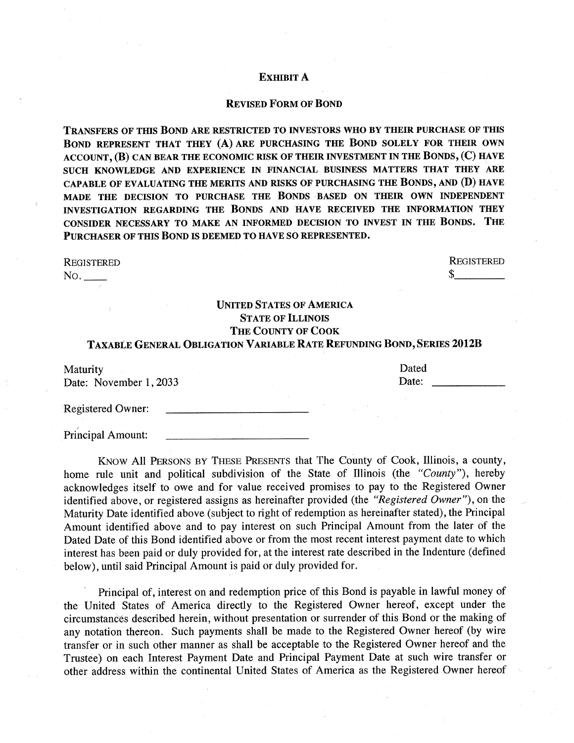# EXHIBIT A

## REVISED FORM OF BOND

**TRANSFERS OF THIS BOND ARE RESTRICTED TO INVESTORS WHO BY THEIR PURCHASE OF THIS BOND REPRESENT THAT THEY (A) ARE PURCHASING THE BOND SOLELY FOR THEIR OWN ACCOUNT, (B) CAN BEAR THE ECONOMIC RISK OF THEIR INVESTMENT IN THE BONDS, (C) HAVE SUCH KNOWLEDGE AND EXPERIENCE IN FINANCIAL BUSINESS MATTERS THAT THEY ARE CAPABLE OF EVALUATING THE MERITS AND RISKS OF PURCHASING THE BONDS, AND (D) HAVE MADE THE DECISION TO PURCHASE THE BONDS BASED ON THEIR OWN INDEPENDENT INVESTIGATION REGARDING THE BONDS AND HAVE RECEIVED THE INFORMATION THEY CONSIDER NECESSARY TO MAKE AN INFORMED DECISION TO INVEST IN THE BONDS. THE PURCHASER OF THIS BOND IS DEEMED TO HAVE SO REPRESENTED.**

REGISTERED
NO. ____

REGISTERED
$________

**UNITED STATES OF AMERICA**
**STATE OF ILLINOIS**
**THE COUNTY OF COOK**
**TAXABLE GENERAL OBLIGATION VARIABLE RATE REFUNDING BOND, SERIES 2012B**

Maturity
Date: November 1, 2033

Dated
Date: ____________

Registered Owner: ________________________

Principal Amount: ________________________

KNOW ALL PERSONS BY THESE PRESENTS that The County of Cook, Illinois, a county, home rule unit and political subdivision of the State of Illinois (the *"County"*), hereby acknowledges itself to owe and for value received promises to pay to the Registered Owner identified above, or registered assigns as hereinafter provided (the *"Registered Owner"*), on the Maturity Date identified above (subject to right of redemption as hereinafter stated), the Principal Amount identified above and to pay interest on such Principal Amount from the later of the Dated Date of this Bond identified above or from the most recent interest payment date to which interest has been paid or duly provided for, at the interest rate described in the Indenture (defined below), until said Principal Amount is paid or duly provided for.

Principal of, interest on and redemption price of this Bond is payable in lawful money of the United States of America directly to the Registered Owner hereof, except under the circumstances described herein, without presentation or surrender of this Bond or the making of any notation thereon. Such payments shall be made to the Registered Owner hereof (by wire transfer or in such other manner as shall be acceptable to the Registered Owner hereof and the Trustee) on each Interest Payment Date and Principal Payment Date at such wire transfer or other address within the continental United States of America as the Registered Owner hereof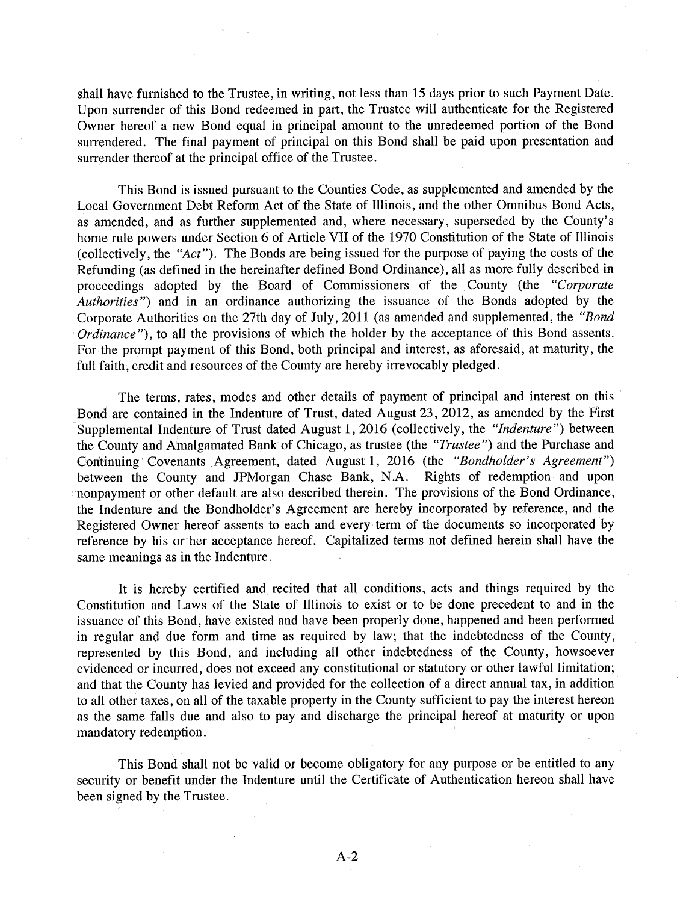shall have furnished to the Trustee, in writing, not less than 15 days prior to such Payment Date. Upon surrender of this Bond redeemed in part, the Trustee will authenticate for the Registered Owner hereof a new Bond equal in principal amount to the unredeemed portion of the Bond surrendered. The final payment of principal on this Bond shall be paid upon presentation and surrender thereof at the principal office of the Trustee.

This Bond is issued pursuant to the Counties Code, as supplemented and amended by the Local Government Debt Reform Act of the State of Illinois, and the other Omnibus Bond Acts, as amended, and as further supplemented and, where necessary, superseded by the County's home rule powers under Section 6 of Article VII of the 1970 Constitution of the State of Illinois (collectively, the *"Act"*). The Bonds are being issued for the purpose of paying the costs of the Refunding (as defined in the hereinafter defined Bond Ordinance), all as more fully described in proceedings adopted by the Board of Commissioners of the County (the *"Corporate Authorities"*) and in an ordinance authorizing the issuance of the Bonds adopted by the Corporate Authorities on the 27th day of July, 2011 (as amended and supplemented, the *"Bond Ordinance"*), to all the provisions of which the holder by the acceptance of this Bond assents. For the prompt payment of this Bond, both principal and interest, as aforesaid, at maturity, the full faith, credit and resources of the County are hereby irrevocably pledged.

The terms, rates, modes and other details of payment of principal and interest on this Bond are contained in the Indenture of Trust, dated August 23, 2012, as amended by the First Supplemental Indenture of Trust dated August 1, 2016 (collectively, the *"Indenture"*) between the County and Amalgamated Bank of Chicago, as trustee (the *"Trustee"*) and the Purchase and Continuing Covenants Agreement, dated August 1, 2016 (the *"Bondholder's Agreement"*) between the County and JPMorgan Chase Bank, N.A. Rights of redemption and upon nonpayment or other default are also described therein. The provisions of the Bond Ordinance, the Indenture and the Bondholder's Agreement are hereby incorporated by reference, and the Registered Owner hereof assents to each and every term of the documents so incorporated by reference by his or her acceptance hereof. Capitalized terms not defined herein shall have the same meanings as in the Indenture.

It is hereby certified and recited that all conditions, acts and things required by the Constitution and Laws of the State of Illinois to exist or to be done precedent to and in the issuance of this Bond, have existed and have been properly done, happened and been performed in regular and due form and time as required by law; that the indebtedness of the County, represented by this Bond, and including all other indebtedness of the County, howsoever evidenced or incurred, does not exceed any constitutional or statutory or other lawful limitation; and that the County has levied and provided for the collection of a direct annual tax, in addition to all other taxes, on all of the taxable property in the County sufficient to pay the interest hereon as the same falls due and also to pay and discharge the principal hereof at maturity or upon mandatory redemption.

This Bond shall not be valid or become obligatory for any purpose or be entitled to any security or benefit under the Indenture until the Certificate of Authentication hereon shall have been signed by the Trustee.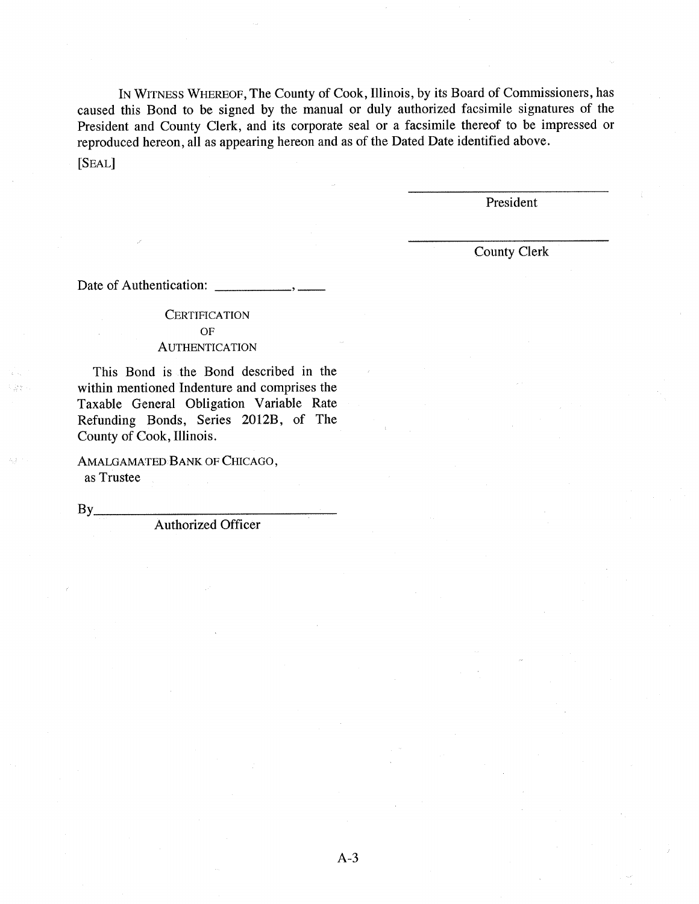IN WITNESS WHEREOF, The County of Cook, Illinois, by its Board of Commissioners, has caused this Bond to be signed by the manual or duly authorized facsimile signatures of the President and County Clerk, and its corporate seal or a facsimile thereof to be impressed or reproduced hereon, all as appearing hereon and as of the Dated Date identified above.

[SEAL]

\_\_\_\_\_\_\_\_\_\_\_\_\_\_\_\_\_\_\_\_\_\_\_\_\_\_\_\_\_\_
President

\_\_\_\_\_\_\_\_\_\_\_\_\_\_\_\_\_\_\_\_\_\_\_\_\_\_\_\_\_\_
County Clerk

Date of Authentication: \_\_\_\_\_\_\_\_\_\_\_\_, \_\_\_\_

CERTIFICATION
OF
AUTHENTICATION

This Bond is the Bond described in the within mentioned Indenture and comprises the Taxable General Obligation Variable Rate Refunding Bonds, Series 2012B, of The County of Cook, Illinois.

AMALGAMATED BANK OF CHICAGO,
as Trustee

By\_\_\_\_\_\_\_\_\_\_\_\_\_\_\_\_\_\_\_\_\_\_\_\_\_\_\_\_\_\_\_\_\_\_
Authorized Officer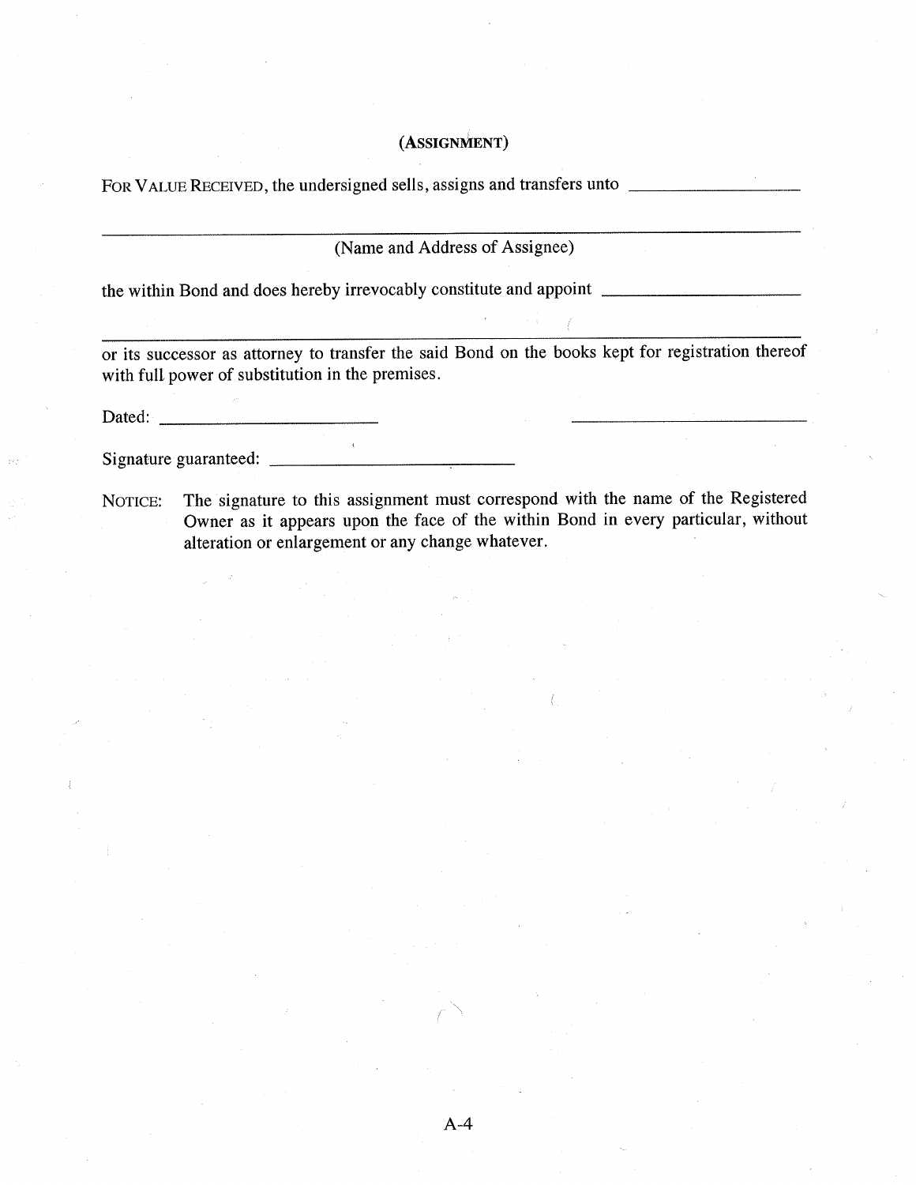## (ASSIGNMENT)

FOR VALUE RECEIVED, the undersigned sells, assigns and transfers unto ____________________

______________________________________________________________________________
(Name and Address of Assignee)

the within Bond and does hereby irrevocably constitute and appoint ____________________

______________________________________________________________________________

or its successor as attorney to transfer the said Bond on the books kept for registration thereof with full power of substitution in the premises.

Dated: ____________________ ____________________

Signature guaranteed: ____________________

NOTICE: The signature to this assignment must correspond with the name of the Registered Owner as it appears upon the face of the within Bond in every particular, without alteration or enlargement or any change whatever.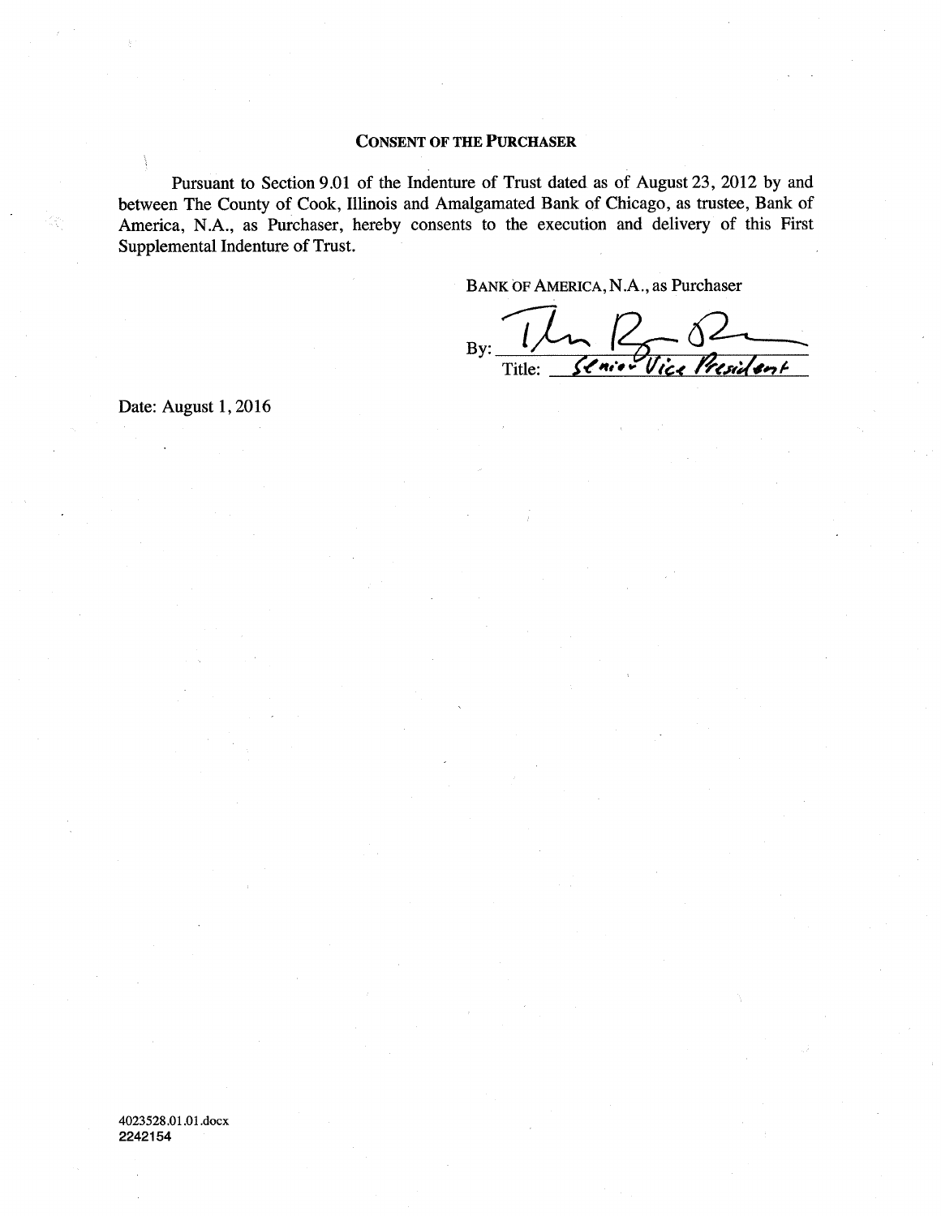## CONSENT OF THE PURCHASER

Pursuant to Section 9.01 of the Indenture of Trust dated as of August 23, 2012 by and between The County of Cook, Illinois and Amalgamated Bank of Chicago, as trustee, Bank of America, N.A., as Purchaser, hereby consents to the execution and delivery of this First Supplemental Indenture of Trust.

BANK OF AMERICA, N.A., as Purchaser

By: ______________________

Title: Senior Vice President

Date: August 1, 2016

4023528.01.01.docx
2242154